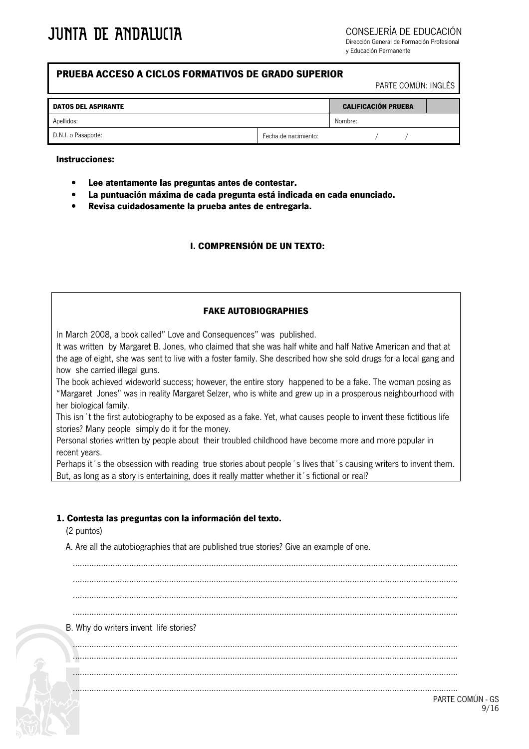# JUNTA DE ANDALUCIA

CONSEJERÍA DE EDUCACIÓN
Dirección General de Formación Profesional
y Educación Permanente

## PRUEBA ACCESO A CICLOS FORMATIVOS DE GRADO SUPERIOR

PARTE COMÚN: INGLÉS

| DATOS DEL ASPIRANTE | | CALIFICACIÓN PRUEBA | |
|---|---|---|---|
| Apellidos: | | Nombre: | |
| D.N.I. o Pasaporte: | Fecha de nacimiento: | / / | |

**Instrucciones:**

- **Lee atentamente las preguntas antes de contestar.**
- **La puntuación máxima de cada pregunta está indicada en cada enunciado.**
- **Revisa cuidadosamente la prueba antes de entregarla.**

### I. COMPRENSIÓN DE UN TEXTO:

**FAKE AUTOBIOGRAPHIES**

In March 2008, a book called" Love and Consequences" was published.

It was written by Margaret B. Jones, who claimed that she was half white and half Native American and that at the age of eight, she was sent to live with a foster family. She described how she sold drugs for a local gang and how she carried illegal guns.

The book achieved wideworld success; however, the entire story happened to be a fake. The woman posing as "Margaret Jones" was in reality Margaret Selzer, who is white and grew up in a prosperous neighbourhood with her biological family.

This isn´t the first autobiography to be exposed as a fake. Yet, what causes people to invent these fictitious life stories? Many people simply do it for the money.

Personal stories written by people about their troubled childhood have become more and more popular in recent years.

Perhaps it´s the obsession with reading true stories about people´s lives that´s causing writers to invent them. But, as long as a story is entertaining, does it really matter whether it´s fictional or real?

**1. Contesta las preguntas con la información del texto.**

(2 puntos)

A. Are all the autobiographies that are published true stories? Give an example of one.

.................................................................................................................................................

.................................................................................................................................................

.................................................................................................................................................

.................................................................................................................................................

B. Why do writers invent life stories?

.................................................................................................................................................

.................................................................................................................................................

.................................................................................................................................................

.................................................................................................................................................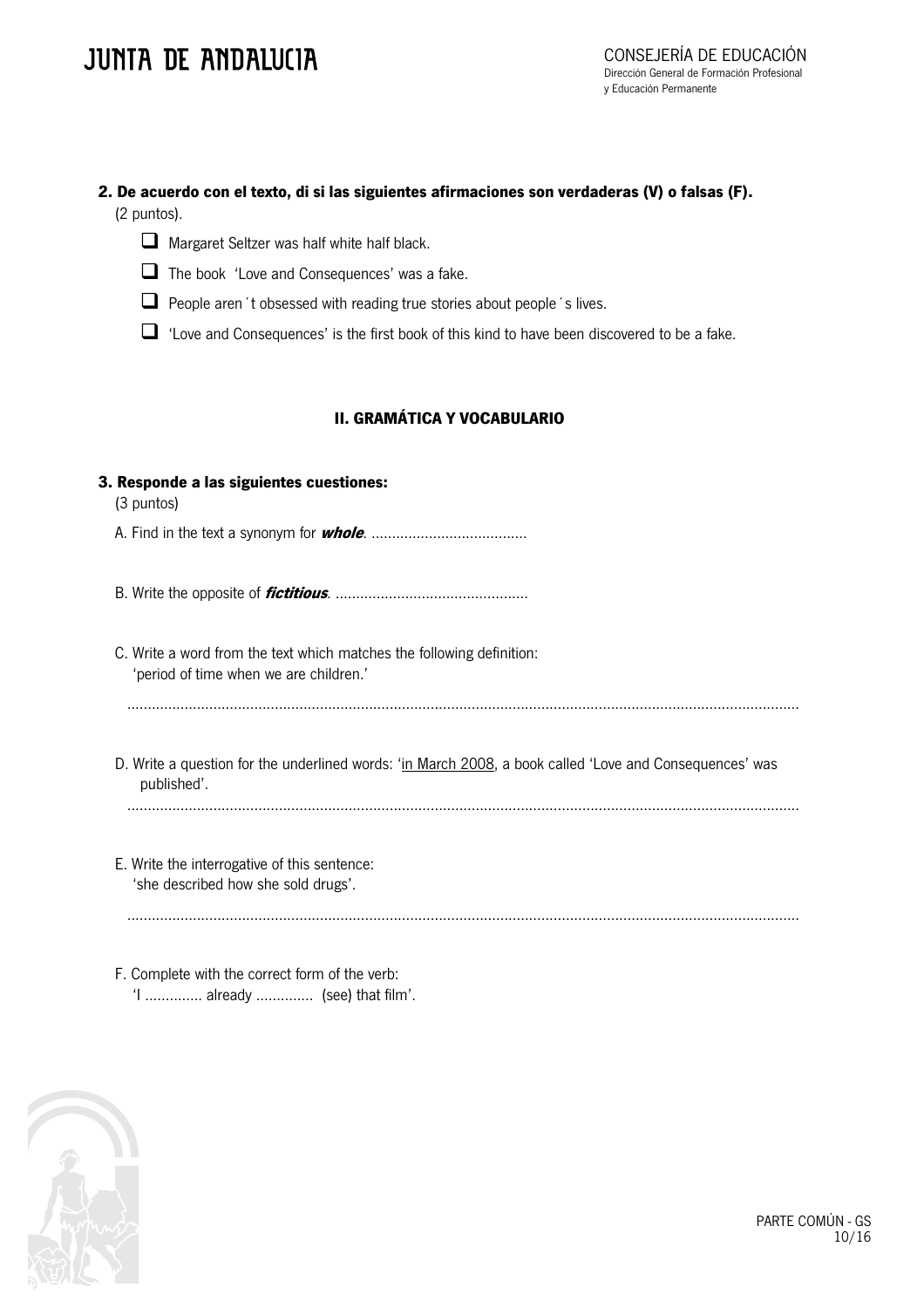**2. De acuerdo con el texto, di si las siguientes afirmaciones son verdaderas (V) o falsas (F).**
(2 puntos).

- ☐ Margaret Seltzer was half white half black.
- ☐ The book 'Love and Consequences' was a fake.
- ☐ People aren´t obsessed with reading true stories about people´s lives.
- ☐ 'Love and Consequences' is the first book of this kind to have been discovered to be a fake.

## II. GRAMÁTICA Y VOCABULARIO

**3. Responde a las siguientes cuestiones:**
(3 puntos)

A. Find in the text a synonym for ***whole***. ......................................

B. Write the opposite of ***fictitious***. ...............................................

C. Write a word from the text which matches the following definition:
'period of time when we are children.'

..................................................................................................................................................

D. Write a question for the underlined words: '<u>in March 2008</u>, a book called 'Love and Consequences' was published'.

..................................................................................................................................................

E. Write the interrogative of this sentence:
'she described how she sold drugs'.

..................................................................................................................................................

F. Complete with the correct form of the verb:
'I .............. already .............. (see) that film'.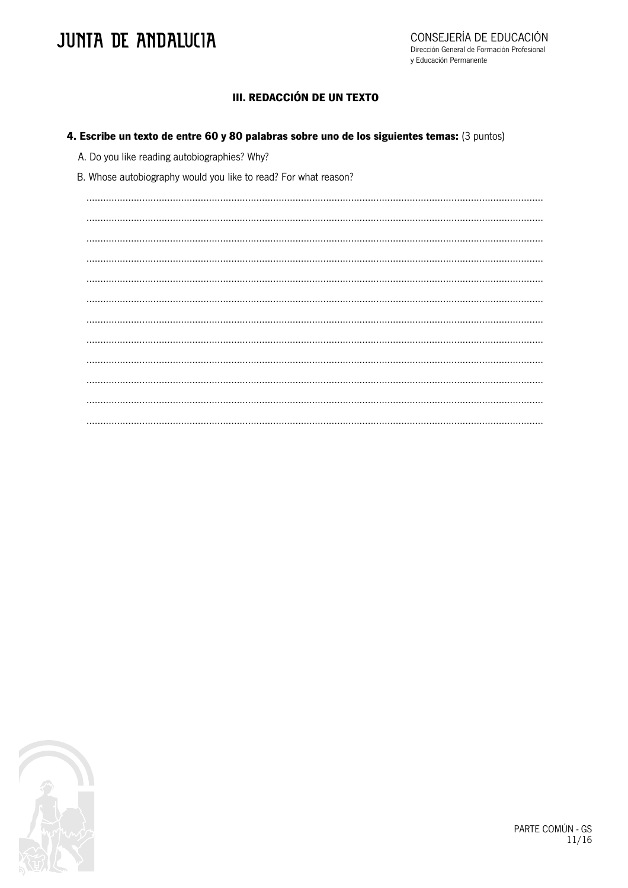### III. REDACCIÓN DE UN TEXTO

**4. Escribe un texto de entre 60 y 80 palabras sobre uno de los siguientes temas:** (3 puntos)

A. Do you like reading autobiographies? Why?

B. Whose autobiography would you like to read? For what reason?

..................................................................................................................................................

..................................................................................................................................................

..................................................................................................................................................

..................................................................................................................................................

..................................................................................................................................................

..................................................................................................................................................

..................................................................................................................................................

..................................................................................................................................................

..................................................................................................................................................

..................................................................................................................................................

..................................................................................................................................................

..................................................................................................................................................